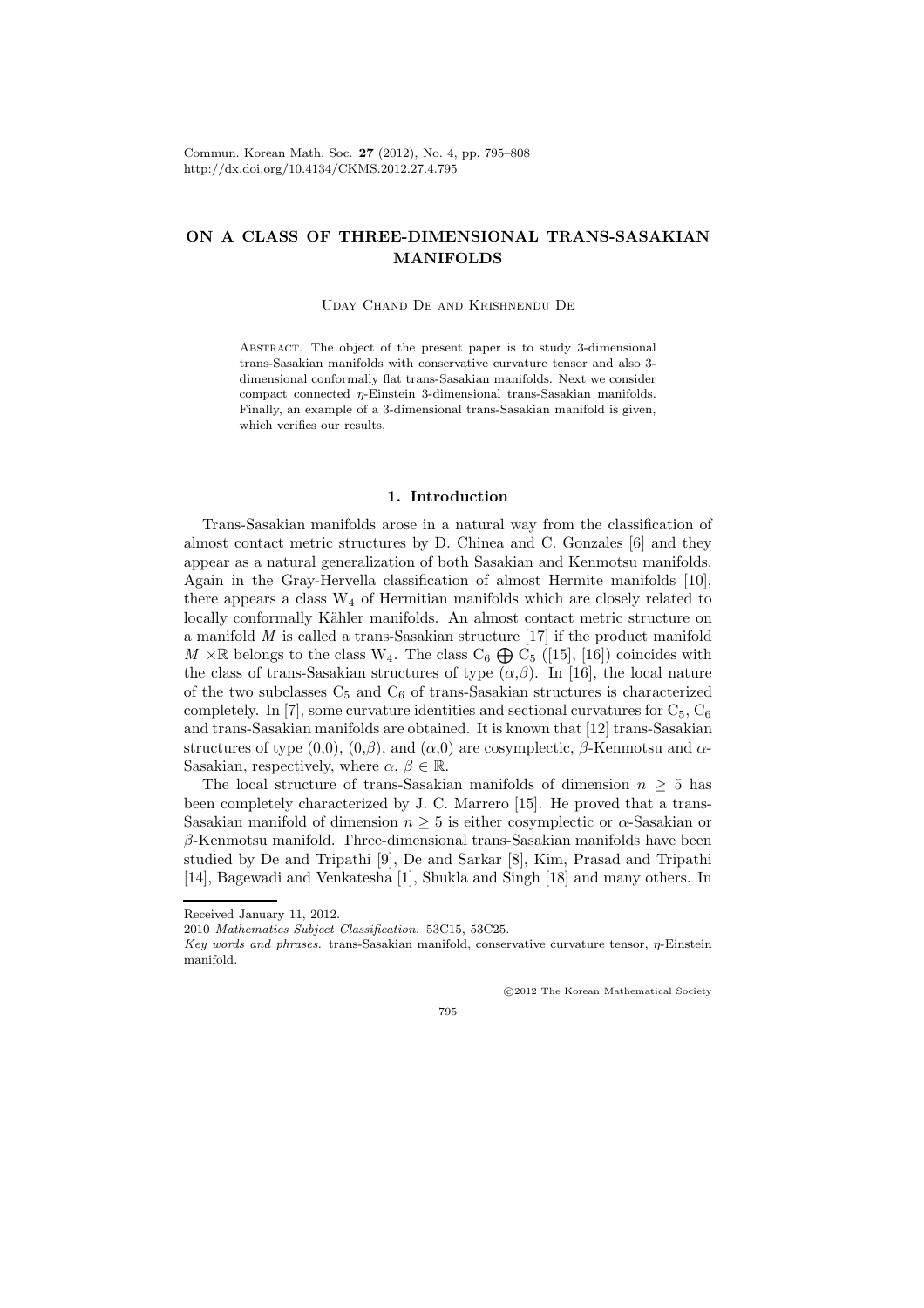# ON A CLASS OF THREE-DIMENSIONAL TRANS-SASAKIAN MANIFOLDS

Uday Chand De and Krishnendu De

Abstract. The object of the present paper is to study 3-dimensional trans-Sasakian manifolds with conservative curvature tensor and also 3-dimensional conformally flat trans-Sasakian manifolds. Next we consider compact connected $\eta$-Einstein 3-dimensional trans-Sasakian manifolds. Finally, an example of a 3-dimensional trans-Sasakian manifold is given, which verifies our results.

## 1. Introduction

Trans-Sasakian manifolds arose in a natural way from the classification of almost contact metric structures by D. Chinea and C. Gonzales [6] and they appear as a natural generalization of both Sasakian and Kenmotsu manifolds. Again in the Gray-Hervella classification of almost Hermite manifolds [10], there appears a class $W_4$ of Hermitian manifolds which are closely related to locally conformally Kähler manifolds. An almost contact metric structure on a manifold $M$ is called a trans-Sasakian structure [17] if the product manifold $M \times \mathbb{R}$ belongs to the class $W_4$. The class $C_6 \bigoplus C_5$ ([15], [16]) coincides with the class of trans-Sasakian structures of type $(\alpha,\beta)$. In [16], the local nature of the two subclasses $C_5$ and $C_6$ of trans-Sasakian structures is characterized completely. In [7], some curvature identities and sectional curvatures for $C_5$, $C_6$ and trans-Sasakian manifolds are obtained. It is known that [12] trans-Sasakian structures of type $(0,0)$, $(0,\beta)$, and $(\alpha,0)$ are cosymplectic, $\beta$-Kenmotsu and $\alpha$-Sasakian, respectively, where $\alpha$, $\beta \in \mathbb{R}$.

The local structure of trans-Sasakian manifolds of dimension $n \geq 5$ has been completely characterized by J. C. Marrero [15]. He proved that a trans-Sasakian manifold of dimension $n \geq 5$ is either cosymplectic or $\alpha$-Sasakian or $\beta$-Kenmotsu manifold. Three-dimensional trans-Sasakian manifolds have been studied by De and Tripathi [9], De and Sarkar [8], Kim, Prasad and Tripathi [14], Bagewadi and Venkatesha [1], Shukla and Singh [18] and many others. In

Received January 11, 2012.

2010 *Mathematics Subject Classification.* 53C15, 53C25.

*Key words and phrases.* trans-Sasakian manifold, conservative curvature tensor, $\eta$-Einstein manifold.

©2012 The Korean Mathematical Society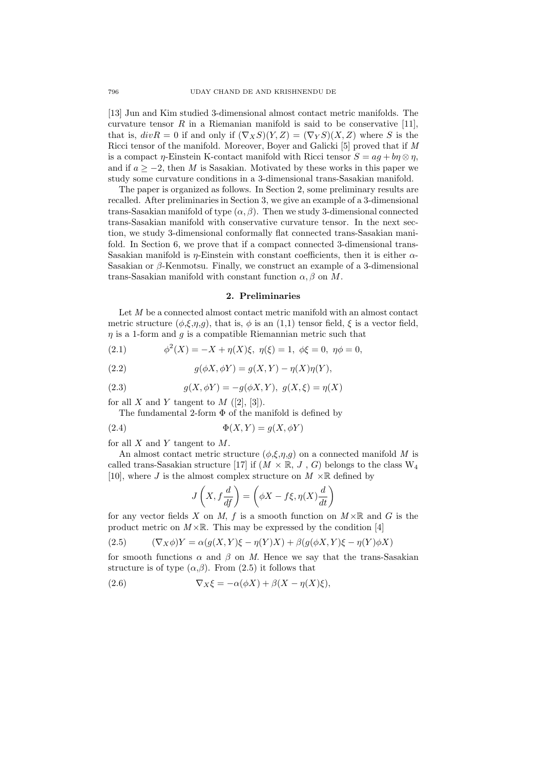[13] Jun and Kim studied 3-dimensional almost contact metric manifolds. The curvature tensor $R$ in a Riemanian manifold is said to be conservative [11], that is, $divR = 0$ if and only if $(\nabla_X S)(Y, Z) = (\nabla_Y S)(X, Z)$ where $S$ is the Ricci tensor of the manifold. Moreover, Boyer and Galicki [5] proved that if $M$ is a compact $\eta$-Einstein K-contact manifold with Ricci tensor $S = ag + b\eta \otimes \eta$, and if $a \geq -2$, then $M$ is Sasakian. Motivated by these works in this paper we study some curvature conditions in a 3-dimensional trans-Sasakian manifold.

The paper is organized as follows. In Section 2, some preliminary results are recalled. After preliminaries in Section 3, we give an example of a 3-dimensional trans-Sasakian manifold of type $(\alpha, \beta)$. Then we study 3-dimensional connected trans-Sasakian manifold with conservative curvature tensor. In the next section, we study 3-dimensional conformally flat connected trans-Sasakian manifold. In Section 6, we prove that if a compact connected 3-dimensional trans-Sasakian manifold is $\eta$-Einstein with constant coefficients, then it is either $\alpha$-Sasakian or $\beta$-Kenmotsu. Finally, we construct an example of a 3-dimensional trans-Sasakian manifold with constant function $\alpha, \beta$ on $M$.

## 2. Preliminaries

Let $M$ be a connected almost contact metric manifold with an almost contact metric structure $(\phi, \xi, \eta, g)$, that is, $\phi$ is an (1,1) tensor field, $\xi$ is a vector field, $\eta$ is a 1-form and $g$ is a compatible Riemannian metric such that

$$\phi^2(X) = -X + \eta(X)\xi, \ \eta(\xi) = 1, \ \phi\xi = 0, \ \eta\phi = 0, \tag{2.1}$$

$$g(\phi X, \phi Y) = g(X, Y) - \eta(X)\eta(Y), \tag{2.2}$$

$$g(X, \phi Y) = -g(\phi X, Y), \ g(X, \xi) = \eta(X) \tag{2.3}$$

for all $X$ and $Y$ tangent to $M$ ([2], [3]).

The fundamental 2-form $\Phi$ of the manifold is defined by

$$\Phi(X, Y) = g(X, \phi Y) \tag{2.4}$$

for all $X$ and $Y$ tangent to $M$.

An almost contact metric structure $(\phi, \xi, \eta, g)$ on a connected manifold $M$ is called trans-Sasakian structure [17] if $(M \times \mathbb{R}, J, G)$ belongs to the class $W_4$ [10], where $J$ is the almost complex structure on $M \times \mathbb{R}$ defined by

$$J\left(X, f\frac{d}{df}\right) = \left(\phi X - f\xi, \eta(X)\frac{d}{dt}\right)$$

for any vector fields $X$ on $M$, $f$ is a smooth function on $M \times \mathbb{R}$ and $G$ is the product metric on $M \times \mathbb{R}$. This may be expressed by the condition [4]

$$(\nabla_X \phi)Y = \alpha(g(X, Y)\xi - \eta(Y)X) + \beta(g(\phi X, Y)\xi - \eta(Y)\phi X) \tag{2.5}$$

for smooth functions $\alpha$ and $\beta$ on $M$. Hence we say that the trans-Sasakian structure is of type $(\alpha, \beta)$. From (2.5) it follows that

$$\nabla_X \xi = -\alpha(\phi X) + \beta(X - \eta(X)\xi), \tag{2.6}$$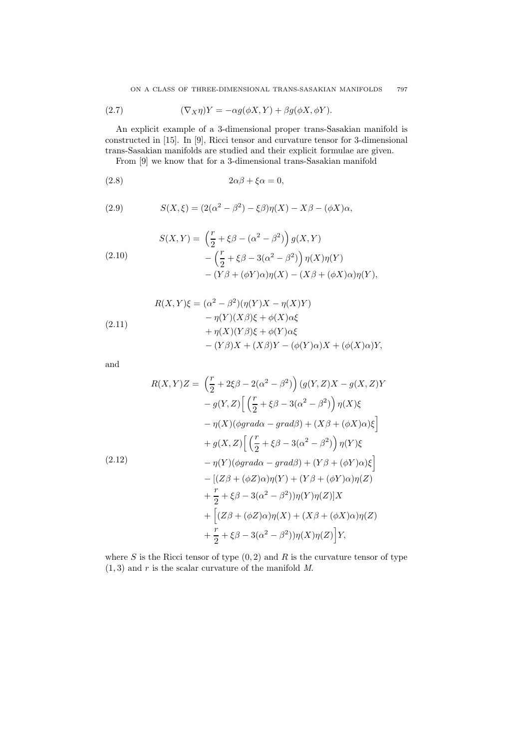$$(\nabla_X \eta)Y = -\alpha g(\phi X, Y) + \beta g(\phi X, \phi Y). \tag{2.7}$$

An explicit example of a 3-dimensional proper trans-Sasakian manifold is constructed in [15]. In [9], Ricci tensor and curvature tensor for 3-dimensional trans-Sasakian manifolds are studied and their explicit formulae are given.

From [9] we know that for a 3-dimensional trans-Sasakian manifold

$$2\alpha\beta + \xi\alpha = 0, \tag{2.8}$$

$$S(X, \xi) = (2(\alpha^2 - \beta^2) - \xi\beta)\eta(X) - X\beta - (\phi X)\alpha, \tag{2.9}$$

$$\begin{aligned} S(X, Y) = \; & \left(\frac{r}{2} + \xi\beta - (\alpha^2 - \beta^2)\right) g(X, Y) \\ & - \left(\frac{r}{2} + \xi\beta - 3(\alpha^2 - \beta^2)\right) \eta(X)\eta(Y) \\ & - (Y\beta + (\phi Y)\alpha)\eta(X) - (X\beta + (\phi X)\alpha)\eta(Y), \end{aligned} \tag{2.10}$$

$$\begin{aligned} R(X, Y)\xi = \; & (\alpha^2 - \beta^2)(\eta(Y)X - \eta(X)Y) \\ & - \eta(Y)(X\beta)\xi + \phi(X)\alpha\xi \\ & + \eta(X)(Y\beta)\xi + \phi(Y)\alpha\xi \\ & - (Y\beta)X + (X\beta)Y - (\phi(Y)\alpha)X + (\phi(X)\alpha)Y, \end{aligned} \tag{2.11}$$

and

$$\begin{aligned} R(X, Y)Z = \; & \left(\frac{r}{2} + 2\xi\beta - 2(\alpha^2 - \beta^2)\right)(g(Y, Z)X - g(X, Z)Y \\ & - g(Y, Z)\Big[\left(\frac{r}{2} + \xi\beta - 3(\alpha^2 - \beta^2)\right)\eta(X)\xi \\ & - \eta(X)(\phi grad\alpha - grad\beta) + (X\beta + (\phi X)\alpha)\xi\Big] \\ & + g(X, Z)\Big[\left(\frac{r}{2} + \xi\beta - 3(\alpha^2 - \beta^2)\right)\eta(Y)\xi \\ & - \eta(Y)(\phi grad\alpha - grad\beta) + (Y\beta + (\phi Y)\alpha)\xi\Big] \\ & - [(Z\beta + (\phi Z)\alpha)\eta(Y) + (Y\beta + (\phi Y)\alpha)\eta(Z) \\ & + \frac{r}{2} + \xi\beta - 3(\alpha^2 - \beta^2))\eta(Y)\eta(Z)]X \\ & + \Big[(Z\beta + (\phi Z)\alpha)\eta(X) + (X\beta + (\phi X)\alpha)\eta(Z) \\ & + \frac{r}{2} + \xi\beta - 3(\alpha^2 - \beta^2))\eta(X)\eta(Z)\Big]Y, \end{aligned} \tag{2.12}$$

where $S$ is the Ricci tensor of type $(0, 2)$ and $R$ is the curvature tensor of type $(1, 3)$ and $r$ is the scalar curvature of the manifold $M$.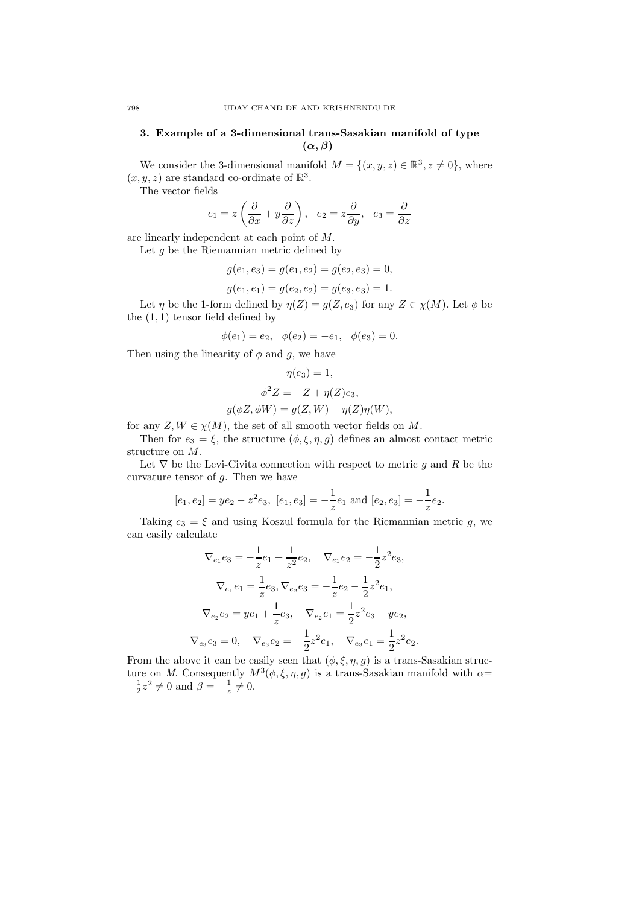## 3. Example of a 3-dimensional trans-Sasakian manifold of type $(\alpha, \beta)$

We consider the 3-dimensional manifold $M = \{(x, y, z) \in \mathbb{R}^3, z \neq 0\}$, where $(x, y, z)$ are standard co-ordinate of $\mathbb{R}^3$.

The vector fields

$$e_1 = z\left(\frac{\partial}{\partial x} + y\frac{\partial}{\partial z}\right), \quad e_2 = z\frac{\partial}{\partial y}, \quad e_3 = \frac{\partial}{\partial z}$$

are linearly independent at each point of $M$.

Let $g$ be the Riemannian metric defined by

$$g(e_1, e_3) = g(e_1, e_2) = g(e_2, e_3) = 0,$$

$$g(e_1, e_1) = g(e_2, e_2) = g(e_3, e_3) = 1.$$

Let $\eta$ be the 1-form defined by $\eta(Z) = g(Z, e_3)$ for any $Z \in \chi(M)$. Let $\phi$ be the $(1, 1)$ tensor field defined by

$$\phi(e_1) = e_2, \quad \phi(e_2) = -e_1, \quad \phi(e_3) = 0.$$

Then using the linearity of $\phi$ and $g$, we have

$$\eta(e_3) = 1,$$

$$\phi^2 Z = -Z + \eta(Z)e_3,$$

$$g(\phi Z, \phi W) = g(Z, W) - \eta(Z)\eta(W),$$

for any $Z, W \in \chi(M)$, the set of all smooth vector fields on $M$.

Then for $e_3 = \xi$, the structure $(\phi, \xi, \eta, g)$ defines an almost contact metric structure on $M$.

Let $\nabla$ be the Levi-Civita connection with respect to metric $g$ and $R$ be the curvature tensor of $g$. Then we have

$$[e_1, e_2] = ye_2 - z^2 e_3, \ [e_1, e_3] = -\frac{1}{z}e_1 \text{ and } [e_2, e_3] = -\frac{1}{z}e_2.$$

Taking $e_3 = \xi$ and using Koszul formula for the Riemannian metric $g$, we can easily calculate

$$\nabla_{e_1} e_3 = -\frac{1}{z}e_1 + \frac{1}{z^2}e_2, \quad \nabla_{e_1} e_2 = -\frac{1}{2}z^2 e_3,$$

$$\nabla_{e_1} e_1 = \frac{1}{z}e_3, \nabla_{e_2} e_3 = -\frac{1}{z}e_2 - \frac{1}{2}z^2 e_1,$$

$$\nabla_{e_2} e_2 = ye_1 + \frac{1}{z}e_3, \quad \nabla_{e_2} e_1 = \frac{1}{2}z^2 e_3 - ye_2,$$

$$\nabla_{e_3} e_3 = 0, \quad \nabla_{e_3} e_2 = -\frac{1}{2}z^2 e_1, \quad \nabla_{e_3} e_1 = \frac{1}{2}z^2 e_2.$$

From the above it can be easily seen that $(\phi, \xi, \eta, g)$ is a trans-Sasakian structure on $M$. Consequently $M^3(\phi, \xi, \eta, g)$ is a trans-Sasakian manifold with $\alpha = -\frac{1}{2}z^2 \neq 0$ and $\beta = -\frac{1}{z} \neq 0$.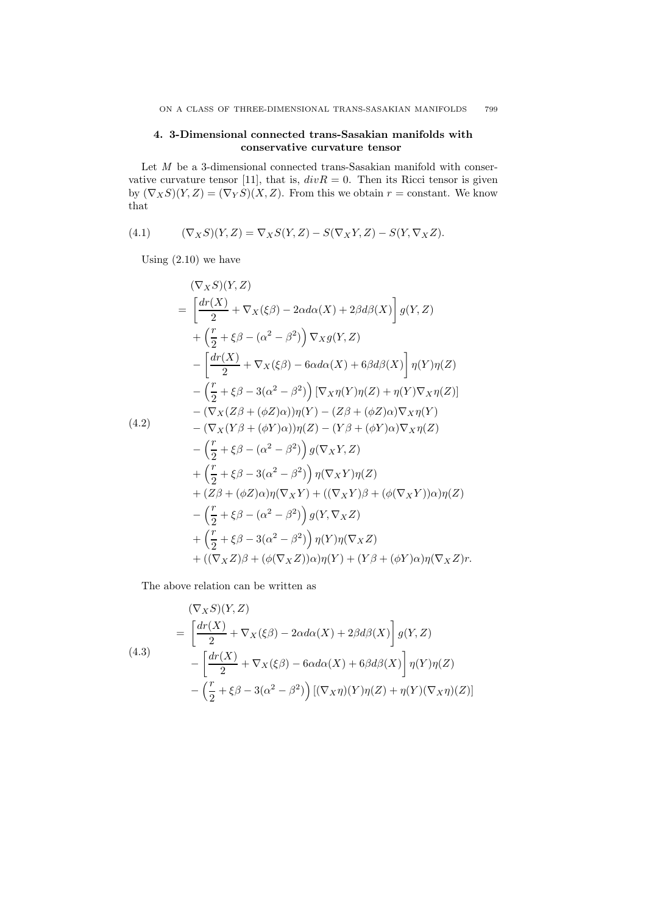## 4. 3-Dimensional connected trans-Sasakian manifolds with conservative curvature tensor

Let $M$ be a 3-dimensional connected trans-Sasakian manifold with conservative curvature tensor [11], that is, $divR = 0$. Then its Ricci tensor is given by $(\nabla_X S)(Y,Z) = (\nabla_Y S)(X,Z)$. From this we obtain $r =$ constant. We know that

$$(\nabla_X S)(Y,Z) = \nabla_X S(Y,Z) - S(\nabla_X Y, Z) - S(Y, \nabla_X Z). \tag{4.1}$$

Using (2.10) we have

$$\begin{aligned}
&(\nabla_X S)(Y,Z)\\
&= \left[\frac{dr(X)}{2} + \nabla_X(\xi\beta) - 2\alpha d\alpha(X) + 2\beta d\beta(X)\right] g(Y,Z)\\
&\quad + \left(\frac{r}{2} + \xi\beta - (\alpha^2 - \beta^2)\right) \nabla_X g(Y,Z)\\
&\quad - \left[\frac{dr(X)}{2} + \nabla_X(\xi\beta) - 6\alpha d\alpha(X) + 6\beta d\beta(X)\right] \eta(Y)\eta(Z)\\
&\quad - \left(\frac{r}{2} + \xi\beta - 3(\alpha^2 - \beta^2)\right) [\nabla_X \eta(Y)\eta(Z) + \eta(Y)\nabla_X \eta(Z)]\\
&\quad - (\nabla_X(Z\beta + (\phi Z)\alpha))\eta(Y) - (Z\beta + (\phi Z)\alpha)\nabla_X \eta(Y)\\
&\quad - (\nabla_X(Y\beta + (\phi Y)\alpha))\eta(Z) - (Y\beta + (\phi Y)\alpha)\nabla_X \eta(Z)\\
&\quad - \left(\frac{r}{2} + \xi\beta - (\alpha^2 - \beta^2)\right) g(\nabla_X Y, Z)\\
&\quad + \left(\frac{r}{2} + \xi\beta - 3(\alpha^2 - \beta^2)\right) \eta(\nabla_X Y)\eta(Z)\\
&\quad + (Z\beta + (\phi Z)\alpha)\eta(\nabla_X Y) + ((\nabla_X Y)\beta + (\phi(\nabla_X Y))\alpha)\eta(Z)\\
&\quad - \left(\frac{r}{2} + \xi\beta - (\alpha^2 - \beta^2)\right) g(Y, \nabla_X Z)\\
&\quad + \left(\frac{r}{2} + \xi\beta - 3(\alpha^2 - \beta^2)\right) \eta(Y)\eta(\nabla_X Z)\\
&\quad + ((\nabla_X Z)\beta + (\phi(\nabla_X Z))\alpha)\eta(Y) + (Y\beta + (\phi Y)\alpha)\eta(\nabla_X Z)r.
\end{aligned} \tag{4.2}$$

The above relation can be written as

$$\begin{aligned}
&(\nabla_X S)(Y,Z)\\
&= \left[\frac{dr(X)}{2} + \nabla_X(\xi\beta) - 2\alpha d\alpha(X) + 2\beta d\beta(X)\right] g(Y,Z)\\
&\quad - \left[\frac{dr(X)}{2} + \nabla_X(\xi\beta) - 6\alpha d\alpha(X) + 6\beta d\beta(X)\right] \eta(Y)\eta(Z)\\
&\quad - \left(\frac{r}{2} + \xi\beta - 3(\alpha^2 - \beta^2)\right) [(\nabla_X \eta)(Y)\eta(Z) + \eta(Y)(\nabla_X \eta)(Z)]
\end{aligned} \tag{4.3}$$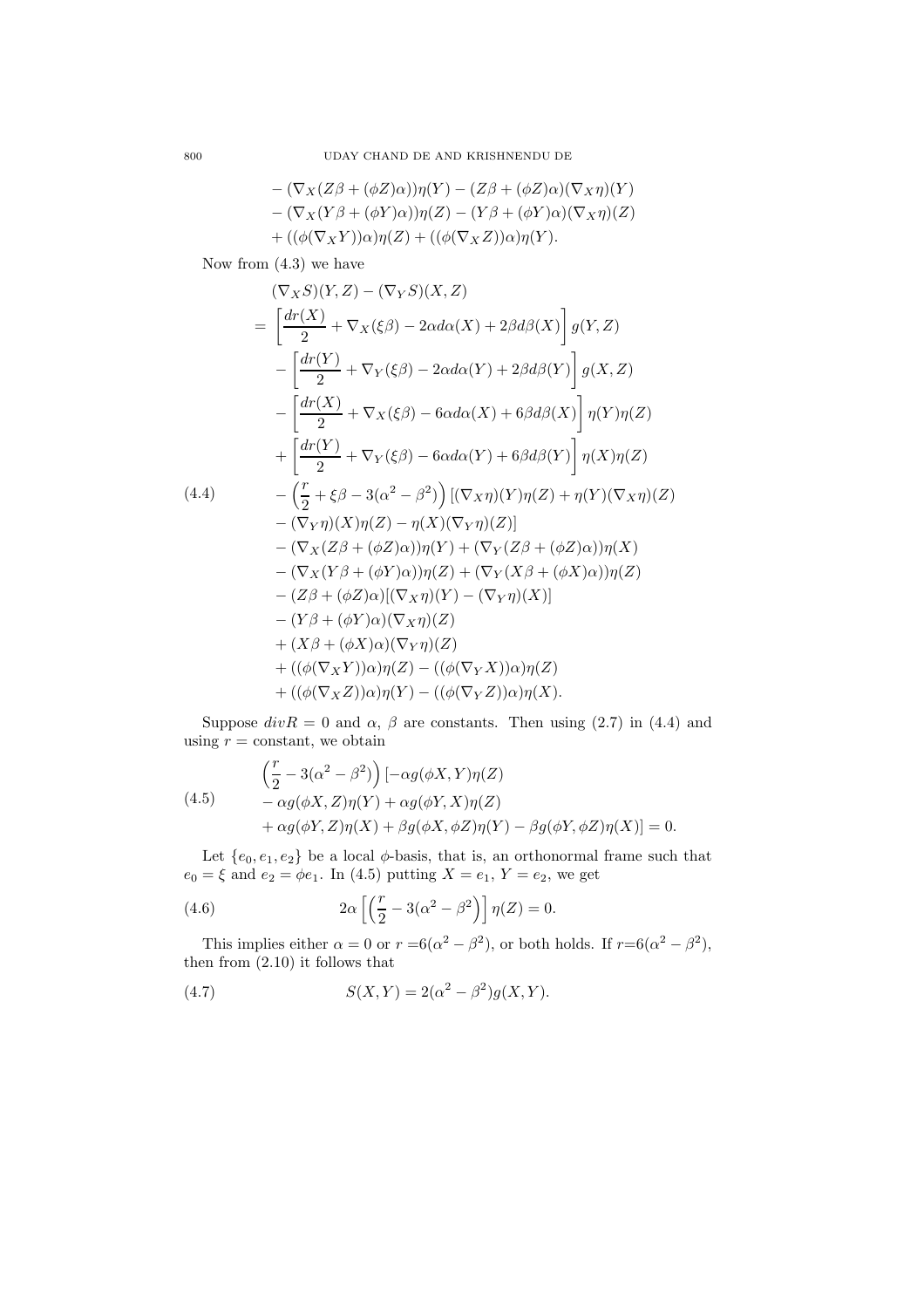$$
\begin{aligned}
&-(\nabla_X(Z\beta+(\phi Z)\alpha))\eta(Y)-(Z\beta+(\phi Z)\alpha)(\nabla_X\eta)(Y)\\
&-(\nabla_X(Y\beta+(\phi Y)\alpha))\eta(Z)-(Y\beta+(\phi Y)\alpha)(\nabla_X\eta)(Z)\\
&+((\phi(\nabla_X Y))\alpha)\eta(Z)+((\phi(\nabla_X Z))\alpha)\eta(Y).
\end{aligned}
$$

Now from (4.3) we have

$$
\begin{aligned}
&(\nabla_X S)(Y,Z)-(\nabla_Y S)(X,Z)\\
&=\left[\frac{dr(X)}{2}+\nabla_X(\xi\beta)-2\alpha d\alpha(X)+2\beta d\beta(X)\right]g(Y,Z)\\
&\quad-\left[\frac{dr(Y)}{2}+\nabla_Y(\xi\beta)-2\alpha d\alpha(Y)+2\beta d\beta(Y)\right]g(X,Z)\\
&\quad-\left[\frac{dr(X)}{2}+\nabla_X(\xi\beta)-6\alpha d\alpha(X)+6\beta d\beta(X)\right]\eta(Y)\eta(Z)\\
&\quad+\left[\frac{dr(Y)}{2}+\nabla_Y(\xi\beta)-6\alpha d\alpha(Y)+6\beta d\beta(Y)\right]\eta(X)\eta(Z)\\
&\quad-\left(\frac{r}{2}+\xi\beta-3(\alpha^2-\beta^2)\right)[(\nabla_X\eta)(Y)\eta(Z)+\eta(Y)(\nabla_X\eta)(Z)\\
&\quad-(\nabla_Y\eta)(X)\eta(Z)-\eta(X)(\nabla_Y\eta)(Z)]\\
&\quad-(\nabla_X(Z\beta+(\phi Z)\alpha))\eta(Y)+(\nabla_Y(Z\beta+(\phi Z)\alpha))\eta(X)\\
&\quad-(\nabla_X(Y\beta+(\phi Y)\alpha))\eta(Z)+(\nabla_Y(X\beta+(\phi X)\alpha))\eta(Z)\\
&\quad-(Z\beta+(\phi Z)\alpha)[(\nabla_X\eta)(Y)-(\nabla_Y\eta)(X)]\\
&\quad-(Y\beta+(\phi Y)\alpha)(\nabla_X\eta)(Z)\\
&\quad+(X\beta+(\phi X)\alpha)(\nabla_Y\eta)(Z)\\
&\quad+((\phi(\nabla_X Y))\alpha)\eta(Z)-((\phi(\nabla_Y X))\alpha)\eta(Z)\\
&\quad+((\phi(\nabla_X Z))\alpha)\eta(Y)-((\phi(\nabla_Y Z))\alpha)\eta(X).
\end{aligned}
\tag{4.4}
$$

Suppose $divR=0$ and $\alpha$, $\beta$ are constants. Then using (2.7) in (4.4) and using $r=$ constant, we obtain

$$
\begin{aligned}
&\left(\frac{r}{2}-3(\alpha^2-\beta^2)\right)[-\alpha g(\phi X,Y)\eta(Z)\\
&-\alpha g(\phi X,Z)\eta(Y)+\alpha g(\phi Y,X)\eta(Z)\\
&+\alpha g(\phi Y,Z)\eta(X)+\beta g(\phi X,\phi Z)\eta(Y)-\beta g(\phi Y,\phi Z)\eta(X)]=0.
\end{aligned}
\tag{4.5}
$$

Let $\{e_0,e_1,e_2\}$ be a local $\phi$-basis, that is, an orthonormal frame such that $e_0=\xi$ and $e_2=\phi e_1$. In (4.5) putting $X=e_1$, $Y=e_2$, we get

$$
2\alpha\left[\left(\frac{r}{2}-3(\alpha^2-\beta^2)\right)\right]\eta(Z)=0. \tag{4.6}
$$

This implies either $\alpha=0$ or $r=6(\alpha^2-\beta^2)$, or both holds. If $r=6(\alpha^2-\beta^2)$, then from (2.10) it follows that

$$
S(X,Y)=2(\alpha^2-\beta^2)g(X,Y). \tag{4.7}
$$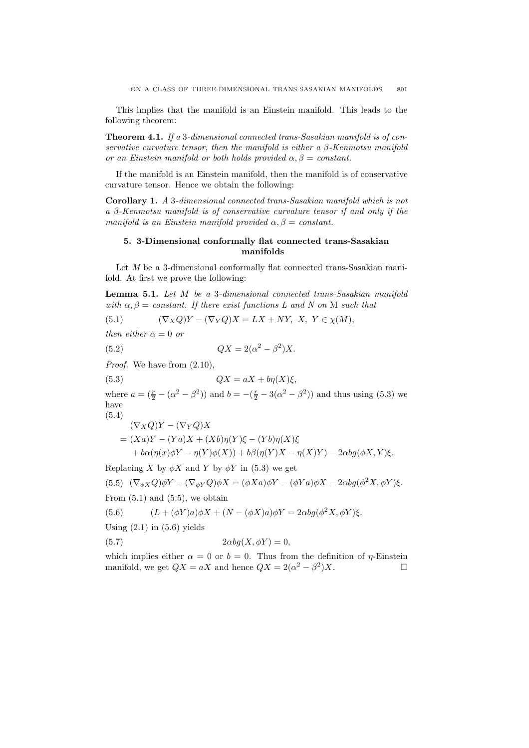This implies that the manifold is an Einstein manifold. This leads to the following theorem:

**Theorem 4.1.** *If a 3-dimensional connected trans-Sasakian manifold is of conservative curvature tensor, then the manifold is either a $\beta$-Kenmotsu manifold or an Einstein manifold or both holds provided $\alpha, \beta =$ constant.*

If the manifold is an Einstein manifold, then the manifold is of conservative curvature tensor. Hence we obtain the following:

**Corollary 1.** *A 3-dimensional connected trans-Sasakian manifold which is not a $\beta$-Kenmotsu manifold is of conservative curvature tensor if and only if the manifold is an Einstein manifold provided $\alpha, \beta =$ constant.*

## 5. 3-Dimensional conformally flat connected trans-Sasakian manifolds

Let $M$ be a 3-dimensional conformally flat connected trans-Sasakian manifold. At first we prove the following:

**Lemma 5.1.** *Let $M$ be a 3-dimensional connected trans-Sasakian manifold with $\alpha, \beta =$ constant. If there exist functions $L$ and $N$ on M such that*

$$(\nabla_X Q)Y - (\nabla_Y Q)X = LX + NY, \; X, \; Y \in \chi(M), \tag{5.1}$$

*then either $\alpha = 0$ or*

$$QX = 2(\alpha^2 - \beta^2)X. \tag{5.2}$$

*Proof.* We have from (2.10),

$$QX = aX + b\eta(X)\xi, \tag{5.3}$$

where $a = (\frac{r}{2} - (\alpha^2 - \beta^2))$ and $b = -(\frac{r}{2} - 3(\alpha^2 - \beta^2))$ and thus using (5.3) we have

$$\begin{aligned}
&(\nabla_X Q)Y - (\nabla_Y Q)X \\
&= (Xa)Y - (Ya)X + (Xb)\eta(Y)\xi - (Yb)\eta(X)\xi \\
&\quad + b\alpha(\eta(x)\phi Y - \eta(Y)\phi(X)) + b\beta(\eta(Y)X - \eta(X)Y) - 2\alpha b g(\phi X, Y)\xi.
\end{aligned} \tag{5.4}$$

Replacing $X$ by $\phi X$ and $Y$ by $\phi Y$ in (5.3) we get

$$(\nabla_{\phi X} Q)\phi Y - (\nabla_{\phi Y} Q)\phi X = (\phi X a)\phi Y - (\phi Y a)\phi X - 2\alpha b g(\phi^2 X, \phi Y)\xi. \tag{5.5}$$

From (5.1) and (5.5), we obtain

$$(L + (\phi Y)a)\phi X + (N - (\phi X)a)\phi Y = 2\alpha b g(\phi^2 X, \phi Y)\xi. \tag{5.6}$$

Using (2.1) in (5.6) yields

$$2\alpha b g(X, \phi Y) = 0, \tag{5.7}$$

which implies either $\alpha = 0$ or $b = 0$. Thus from the definition of $\eta$-Einstein manifold, we get $QX = aX$ and hence $QX = 2(\alpha^2 - \beta^2)X$. $\square$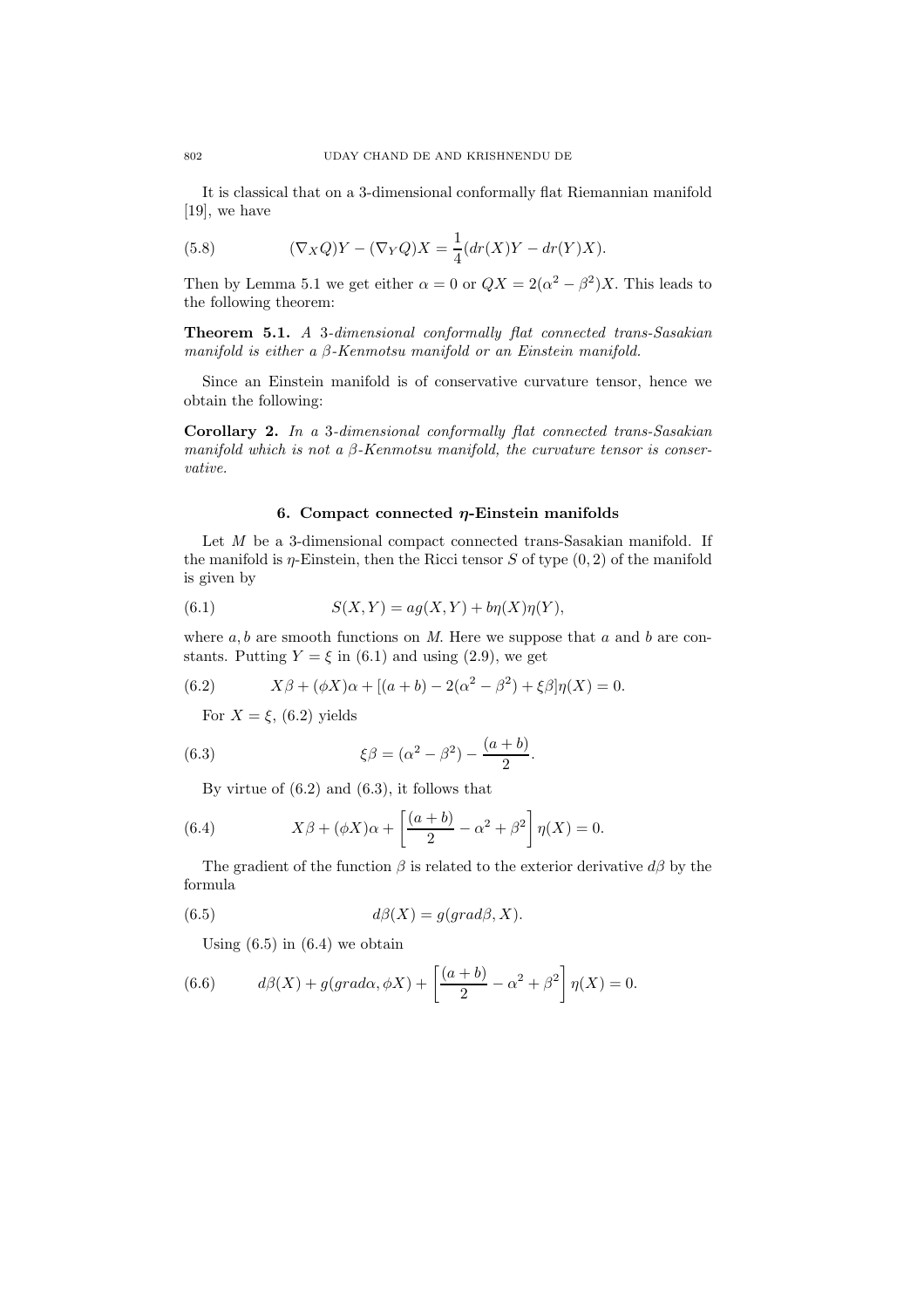It is classical that on a 3-dimensional conformally flat Riemannian manifold [19], we have

$$(\nabla_X Q)Y - (\nabla_Y Q)X = \frac{1}{4}(dr(X)Y - dr(Y)X). \tag{5.8}$$

Then by Lemma 5.1 we get either $\alpha = 0$ or $QX = 2(\alpha^2 - \beta^2)X$. This leads to the following theorem:

**Theorem 5.1.** *A 3-dimensional conformally flat connected trans-Sasakian manifold is either a $\beta$-Kenmotsu manifold or an Einstein manifold.*

Since an Einstein manifold is of conservative curvature tensor, hence we obtain the following:

**Corollary 2.** *In a 3-dimensional conformally flat connected trans-Sasakian manifold which is not a $\beta$-Kenmotsu manifold, the curvature tensor is conservative.*

## 6. Compact connected $\eta$-Einstein manifolds

Let $M$ be a 3-dimensional compact connected trans-Sasakian manifold. If the manifold is $\eta$-Einstein, then the Ricci tensor $S$ of type $(0, 2)$ of the manifold is given by

$$S(X, Y) = ag(X, Y) + b\eta(X)\eta(Y), \tag{6.1}$$

where $a, b$ are smooth functions on $M$. Here we suppose that $a$ and $b$ are constants. Putting $Y = \xi$ in (6.1) and using (2.9), we get

$$X\beta + (\phi X)\alpha + [(a + b) - 2(\alpha^2 - \beta^2) + \xi\beta]\eta(X) = 0. \tag{6.2}$$

For $X = \xi$, (6.2) yields

$$\xi\beta = (\alpha^2 - \beta^2) - \frac{(a + b)}{2}. \tag{6.3}$$

By virtue of (6.2) and (6.3), it follows that

$$X\beta + (\phi X)\alpha + \left[\frac{(a + b)}{2} - \alpha^2 + \beta^2\right]\eta(X) = 0. \tag{6.4}$$

The gradient of the function $\beta$ is related to the exterior derivative $d\beta$ by the formula

$$d\beta(X) = g(grad\beta, X). \tag{6.5}$$

Using (6.5) in (6.4) we obtain

$$d\beta(X) + g(grad\alpha, \phi X) + \left[\frac{(a + b)}{2} - \alpha^2 + \beta^2\right]\eta(X) = 0. \tag{6.6}$$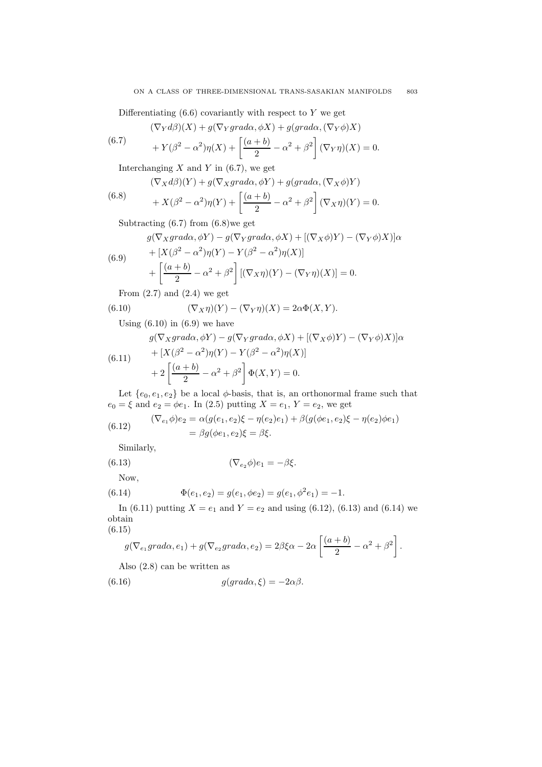Differentiating (6.6) covariantly with respect to $Y$ we get

$$(\nabla_Y d\beta)(X) + g(\nabla_Y grad\alpha, \phi X) + g(grad\alpha, (\nabla_Y \phi)X) \\ + Y(\beta^2 - \alpha^2)\eta(X) + \left[\frac{(a+b)}{2} - \alpha^2 + \beta^2\right](\nabla_Y \eta)(X) = 0. \tag{6.7}$$

Interchanging $X$ and $Y$ in (6.7), we get

$$(\nabla_X d\beta)(Y) + g(\nabla_X grad\alpha, \phi Y) + g(grad\alpha, (\nabla_X \phi)Y) \\ + X(\beta^2 - \alpha^2)\eta(Y) + \left[\frac{(a+b)}{2} - \alpha^2 + \beta^2\right](\nabla_X \eta)(Y) = 0. \tag{6.8}$$

Subtracting (6.7) from (6.8)we get

$$g(\nabla_X grad\alpha, \phi Y) - g(\nabla_Y grad\alpha, \phi X) + [(\nabla_X \phi)Y) - (\nabla_Y \phi)X)]\alpha \\ + [X(\beta^2 - \alpha^2)\eta(Y) - Y(\beta^2 - \alpha^2)\eta(X)] \\ + \left[\frac{(a+b)}{2} - \alpha^2 + \beta^2\right][(\nabla_X \eta)(Y) - (\nabla_Y \eta)(X)] = 0. \tag{6.9}$$

From (2.7) and (2.4) we get

$$(\nabla_X \eta)(Y) - (\nabla_Y \eta)(X) = 2\alpha\Phi(X, Y). \tag{6.10}$$

Using (6.10) in (6.9) we have

$$g(\nabla_X grad\alpha, \phi Y) - g(\nabla_Y grad\alpha, \phi X) + [(\nabla_X \phi)Y) - (\nabla_Y \phi)X)]\alpha \\ + [X(\beta^2 - \alpha^2)\eta(Y) - Y(\beta^2 - \alpha^2)\eta(X)] \\ + 2\left[\frac{(a+b)}{2} - \alpha^2 + \beta^2\right]\Phi(X, Y) = 0. \tag{6.11}$$

Let $\{e_0, e_1, e_2\}$ be a local $\phi$-basis, that is, an orthonormal frame such that $e_0 = \xi$ and $e_2 = \phi e_1$. In (2.5) putting $X = e_1$, $Y = e_2$, we get

$$(\nabla_{e_1} \phi)e_2 = \alpha(g(e_1, e_2)\xi - \eta(e_2)e_1) + \beta(g(\phi e_1, e_2)\xi - \eta(e_2)\phi e_1) \\ = \beta g(\phi e_1, e_2)\xi = \beta\xi. \tag{6.12}$$

Similarly,

$$(\nabla_{e_2} \phi)e_1 = -\beta\xi. \tag{6.13}$$

Now,

$$\Phi(e_1, e_2) = g(e_1, \phi e_2) = g(e_1, \phi^2 e_1) = -1. \tag{6.14}$$

In (6.11) putting $X = e_1$ and $Y = e_2$ and using (6.12), (6.13) and (6.14) we obtain

$$g(\nabla_{e_1} grad\alpha, e_1) + g(\nabla_{e_2} grad\alpha, e_2) = 2\beta\xi\alpha - 2\alpha\left[\frac{(a+b)}{2} - \alpha^2 + \beta^2\right]. \tag{6.15}$$

Also (2.8) can be written as

$$g(grad\alpha, \xi) = -2\alpha\beta. \tag{6.16}$$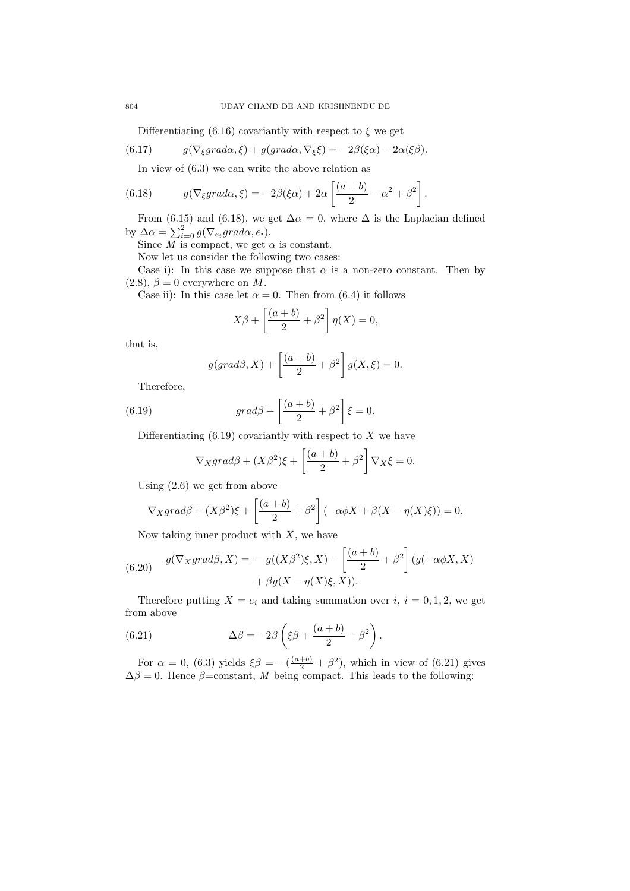Differentiating (6.16) covariantly with respect to $\xi$ we get

$$g(\nabla_\xi grad\alpha, \xi) + g(grad\alpha, \nabla_\xi \xi) = -2\beta(\xi\alpha) - 2\alpha(\xi\beta). \tag{6.17}$$

In view of (6.3) we can write the above relation as

$$g(\nabla_\xi grad\alpha, \xi) = -2\beta(\xi\alpha) + 2\alpha\left[\frac{(a+b)}{2} - \alpha^2 + \beta^2\right]. \tag{6.18}$$

From (6.15) and (6.18), we get $\Delta\alpha = 0$, where $\Delta$ is the Laplacian defined by $\Delta\alpha = \sum_{i=0}^{2} g(\nabla_{e_i} grad\alpha, e_i)$.

Since $M$ is compact, we get $\alpha$ is constant.

Now let us consider the following two cases:

Case i): In this case we suppose that $\alpha$ is a non-zero constant. Then by (2.8), $\beta = 0$ everywhere on $M$.

Case ii): In this case let $\alpha = 0$. Then from (6.4) it follows

$$X\beta + \left[\frac{(a+b)}{2} + \beta^2\right]\eta(X) = 0,$$

that is,

$$g(grad\beta, X) + \left[\frac{(a+b)}{2} + \beta^2\right]g(X, \xi) = 0.$$

Therefore,

$$grad\beta + \left[\frac{(a+b)}{2} + \beta^2\right]\xi = 0. \tag{6.19}$$

Differentiating (6.19) covariantly with respect to $X$ we have

$$\nabla_X grad\beta + (X\beta^2)\xi + \left[\frac{(a+b)}{2} + \beta^2\right]\nabla_X \xi = 0.$$

Using (2.6) we get from above

$$\nabla_X grad\beta + (X\beta^2)\xi + \left[\frac{(a+b)}{2} + \beta^2\right](-\alpha\phi X + \beta(X - \eta(X)\xi)) = 0.$$

Now taking inner product with $X$, we have

$$\begin{aligned} g(\nabla_X grad\beta, X) = & -g((X\beta^2)\xi, X) - \left[\frac{(a+b)}{2} + \beta^2\right](g(-\alpha\phi X, X) \\ & + \beta g(X - \eta(X)\xi, X)). \end{aligned} \tag{6.20}$$

Therefore putting $X = e_i$ and taking summation over $i$, $i = 0, 1, 2$, we get from above

$$\Delta\beta = -2\beta\left(\xi\beta + \frac{(a+b)}{2} + \beta^2\right). \tag{6.21}$$

For $\alpha = 0$, (6.3) yields $\xi\beta = -(\frac{(a+b)}{2} + \beta^2)$, which in view of (6.21) gives $\Delta\beta = 0$. Hence $\beta$=constant, $M$ being compact. This leads to the following: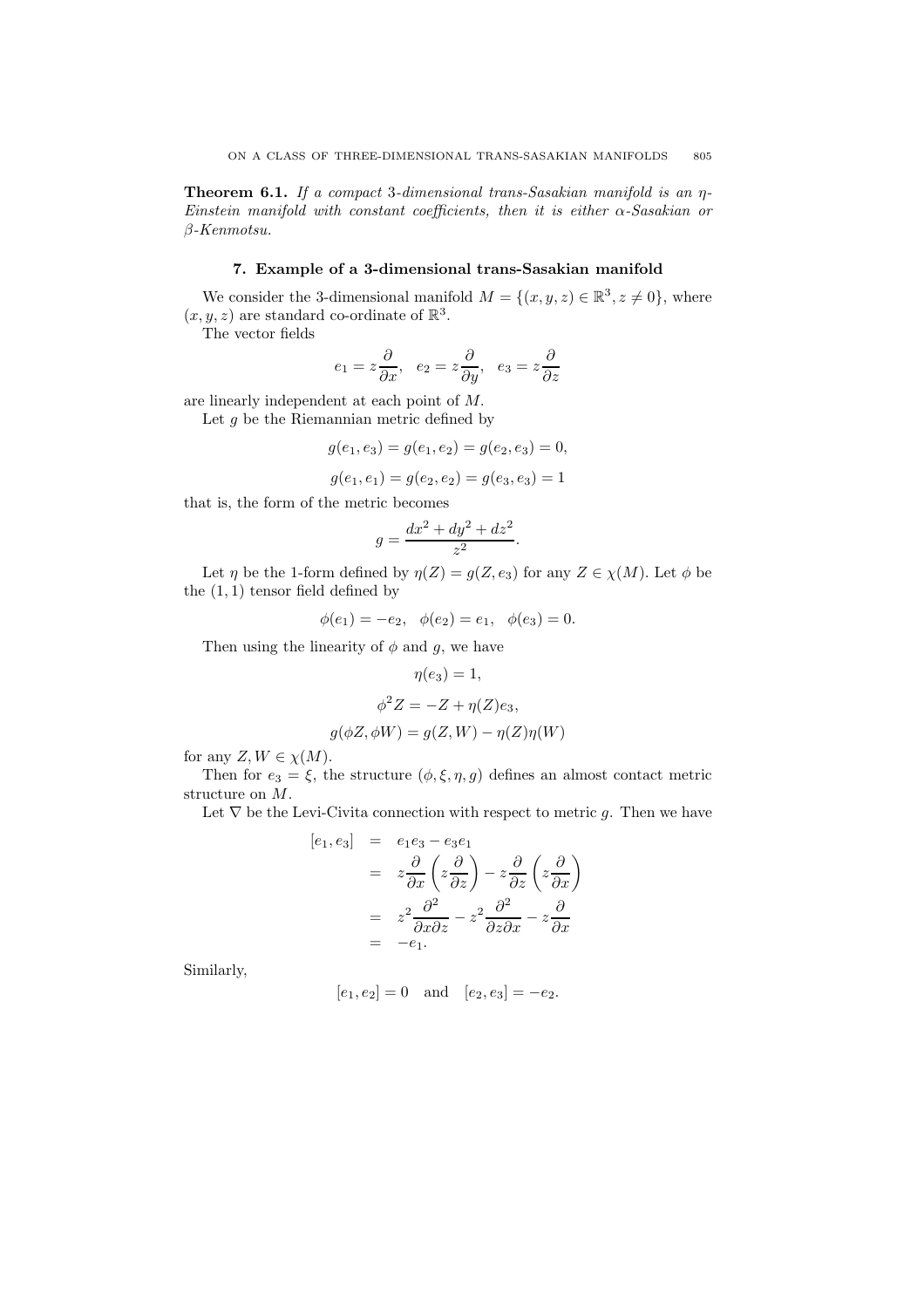**Theorem 6.1.** *If a compact* 3*-dimensional trans-Sasakian manifold is an* $\eta$*-Einstein manifold with constant coefficients, then it is either* $\alpha$*-Sasakian or* $\beta$*-Kenmotsu.*

## 7. Example of a 3-dimensional trans-Sasakian manifold

We consider the 3-dimensional manifold $M = \{(x, y, z) \in \mathbb{R}^3, z \neq 0\}$, where $(x, y, z)$ are standard co-ordinate of $\mathbb{R}^3$.

The vector fields

$$e_1 = z\frac{\partial}{\partial x}, \quad e_2 = z\frac{\partial}{\partial y}, \quad e_3 = z\frac{\partial}{\partial z}$$

are linearly independent at each point of $M$.

Let $g$ be the Riemannian metric defined by

$$g(e_1, e_3) = g(e_1, e_2) = g(e_2, e_3) = 0,$$

$$g(e_1, e_1) = g(e_2, e_2) = g(e_3, e_3) = 1$$

that is, the form of the metric becomes

$$g = \frac{dx^2 + dy^2 + dz^2}{z^2}.$$

Let $\eta$ be the 1-form defined by $\eta(Z) = g(Z, e_3)$ for any $Z \in \chi(M)$. Let $\phi$ be the $(1, 1)$ tensor field defined by

$$\phi(e_1) = -e_2, \quad \phi(e_2) = e_1, \quad \phi(e_3) = 0.$$

Then using the linearity of $\phi$ and $g$, we have

$$\eta(e_3) = 1,$$

$$\phi^2 Z = -Z + \eta(Z)e_3,$$

$$g(\phi Z, \phi W) = g(Z, W) - \eta(Z)\eta(W)$$

for any $Z, W \in \chi(M)$.

Then for $e_3 = \xi$, the structure $(\phi, \xi, \eta, g)$ defines an almost contact metric structure on $M$.

Let $\nabla$ be the Levi-Civita connection with respect to metric $g$. Then we have

$$\begin{aligned}
[e_1, e_3] &= e_1 e_3 - e_3 e_1 \\
&= z\frac{\partial}{\partial x}\left(z\frac{\partial}{\partial z}\right) - z\frac{\partial}{\partial z}\left(z\frac{\partial}{\partial x}\right) \\
&= z^2\frac{\partial^2}{\partial x \partial z} - z^2\frac{\partial^2}{\partial z \partial x} - z\frac{\partial}{\partial x} \\
&= -e_1.
\end{aligned}$$

Similarly,

$$[e_1, e_2] = 0 \quad \text{and} \quad [e_2, e_3] = -e_2.$$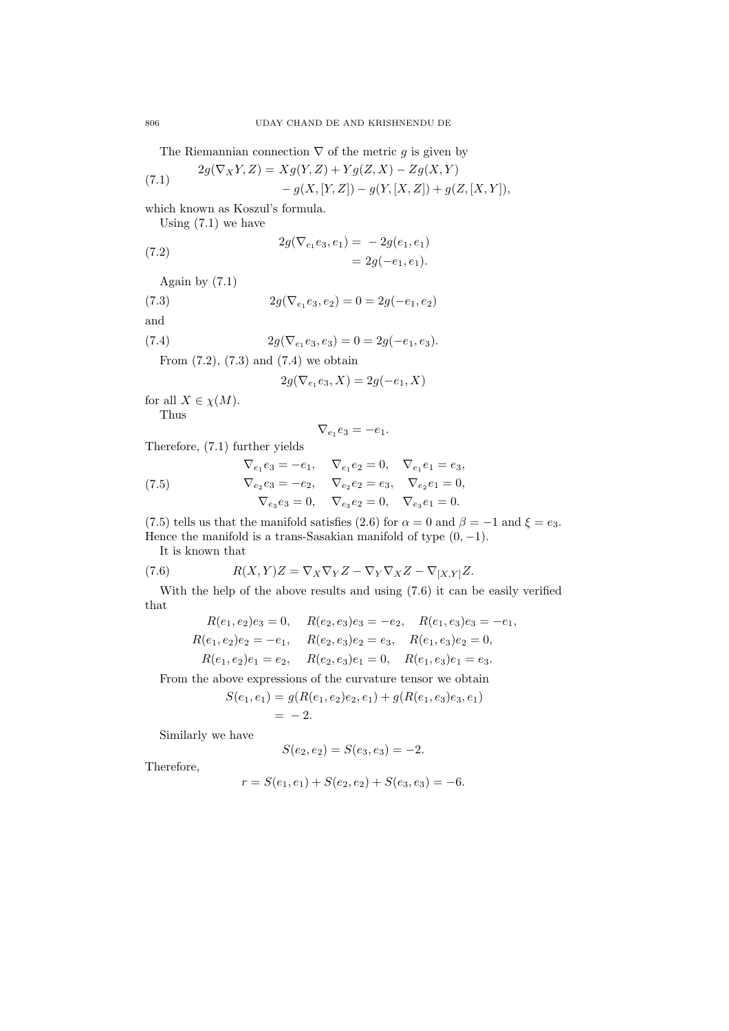The Riemannian connection $\nabla$ of the metric $g$ is given by

$$
\begin{aligned}
2g(\nabla_X Y, Z) = & \; Xg(Y,Z) + Yg(Z,X) - Zg(X,Y) \\
& - g(X,[Y,Z]) - g(Y,[X,Z]) + g(Z,[X,Y]),
\end{aligned}
\tag{7.1}
$$

which known as Koszul's formula.

Using (7.1) we have

$$
\begin{aligned}
2g(\nabla_{e_1} e_3, e_1) = & \; -2g(e_1, e_1) \\
= & \; 2g(-e_1, e_1).
\end{aligned}
\tag{7.2}
$$

Again by (7.1)

$$
2g(\nabla_{e_1} e_3, e_2) = 0 = 2g(-e_1, e_2)
\tag{7.3}
$$

and

$$
2g(\nabla_{e_1} e_3, e_3) = 0 = 2g(-e_1, e_3).
\tag{7.4}
$$

From (7.2), (7.3) and (7.4) we obtain

$$
2g(\nabla_{e_1} e_3, X) = 2g(-e_1, X)
$$

for all $X \in \chi(M)$.

Thus

$$
\nabla_{e_1} e_3 = -e_1.
$$

Therefore, (7.1) further yields

$$
\begin{aligned}
\nabla_{e_1} e_3 = -e_1, \quad & \nabla_{e_1} e_2 = 0, \quad \nabla_{e_1} e_1 = e_3, \\
\nabla_{e_2} e_3 = -e_2, \quad & \nabla_{e_2} e_2 = e_3, \quad \nabla_{e_2} e_1 = 0, \\
\nabla_{e_3} e_3 = 0, \quad & \nabla_{e_3} e_2 = 0, \quad \nabla_{e_3} e_1 = 0.
\end{aligned}
\tag{7.5}
$$

(7.5) tells us that the manifold satisfies (2.6) for $\alpha = 0$ and $\beta = -1$ and $\xi = e_3$. Hence the manifold is a trans-Sasakian manifold of type $(0, -1)$.

It is known that

$$
R(X,Y)Z = \nabla_X \nabla_Y Z - \nabla_Y \nabla_X Z - \nabla_{[X,Y]} Z.
\tag{7.6}
$$

With the help of the above results and using (7.6) it can be easily verified that

$$
\begin{aligned}
R(e_1, e_2)e_3 = 0, \quad & R(e_2, e_3)e_3 = -e_2, \quad R(e_1, e_3)e_3 = -e_1, \\
R(e_1, e_2)e_2 = -e_1, \quad & R(e_2, e_3)e_2 = e_3, \quad R(e_1, e_3)e_2 = 0, \\
R(e_1, e_2)e_1 = e_2, \quad & R(e_2, e_3)e_1 = 0, \quad R(e_1, e_3)e_1 = e_3.
\end{aligned}
$$

From the above expressions of the curvature tensor we obtain

$$
\begin{aligned}
S(e_1, e_1) = & \; g(R(e_1, e_2)e_2, e_1) + g(R(e_1, e_3)e_3, e_1) \\
= & \; -2.
\end{aligned}
$$

Similarly we have

$$
S(e_2, e_2) = S(e_3, e_3) = -2.
$$

Therefore,

$$
r = S(e_1, e_1) + S(e_2, e_2) + S(e_3, e_3) = -6.
$$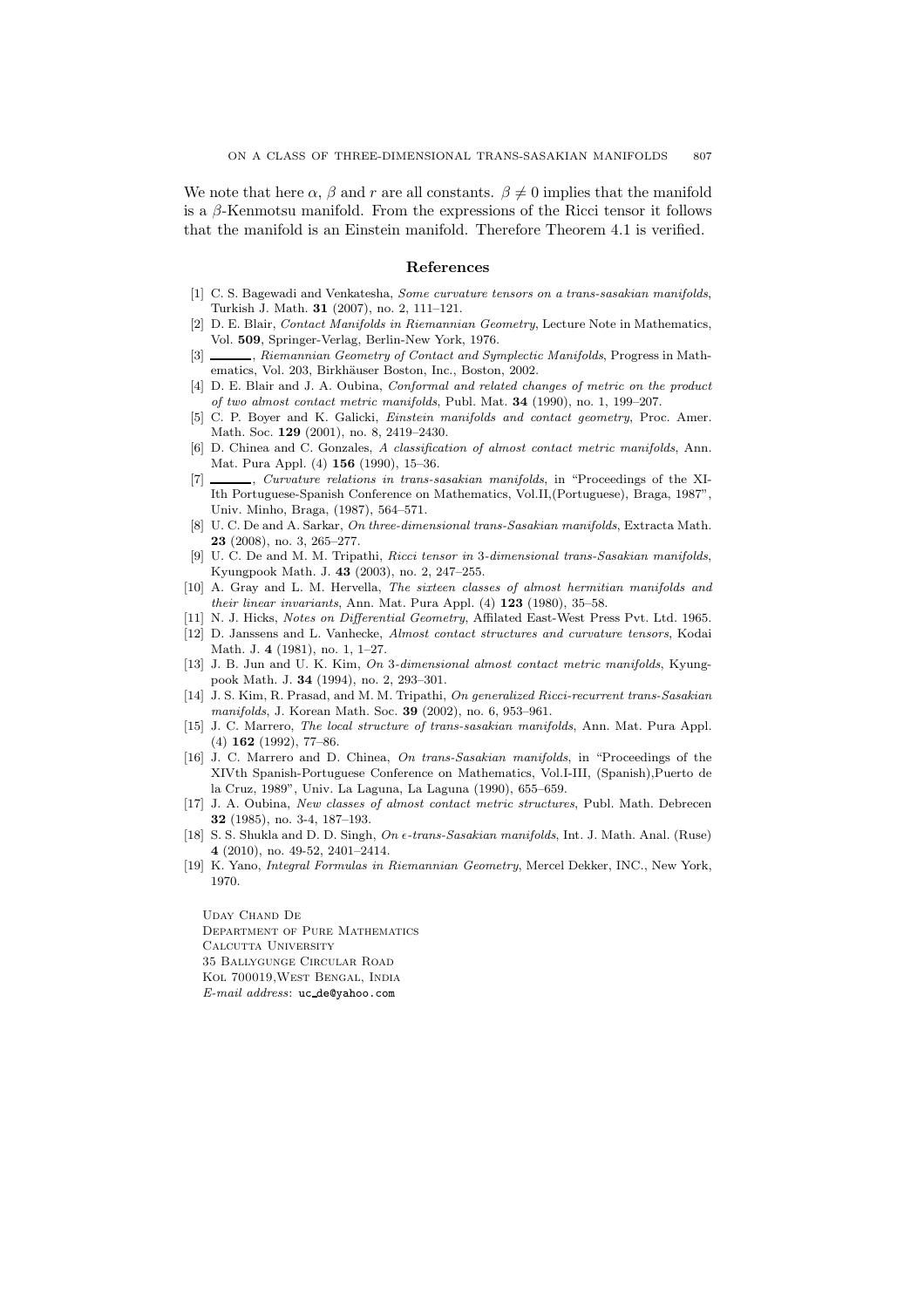We note that here $\alpha$, $\beta$ and $r$ are all constants. $\beta \neq 0$ implies that the manifold is a $\beta$-Kenmotsu manifold. From the expressions of the Ricci tensor it follows that the manifold is an Einstein manifold. Therefore Theorem 4.1 is verified.

## References

[1] C. S. Bagewadi and Venkatesha, *Some curvature tensors on a trans-sasakian manifolds*, Turkish J. Math. **31** (2007), no. 2, 111–121.

[2] D. E. Blair, *Contact Manifolds in Riemannian Geometry*, Lecture Note in Mathematics, Vol. **509**, Springer-Verlag, Berlin-New York, 1976.

[3] ______, *Riemannian Geometry of Contact and Symplectic Manifolds*, Progress in Mathematics, Vol. 203, Birkhäuser Boston, Inc., Boston, 2002.

[4] D. E. Blair and J. A. Oubina, *Conformal and related changes of metric on the product of two almost contact metric manifolds*, Publ. Mat. **34** (1990), no. 1, 199–207.

[5] C. P. Boyer and K. Galicki, *Einstein manifolds and contact geometry*, Proc. Amer. Math. Soc. **129** (2001), no. 8, 2419–2430.

[6] D. Chinea and C. Gonzales, *A classification of almost contact metric manifolds*, Ann. Mat. Pura Appl. (4) **156** (1990), 15–36.

[7] ______, *Curvature relations in trans-sasakian manifolds*, in "Proceedings of the XI-Ith Portuguese-Spanish Conference on Mathematics, Vol.II,(Portuguese), Braga, 1987", Univ. Minho, Braga, (1987), 564–571.

[8] U. C. De and A. Sarkar, *On three-dimensional trans-Sasakian manifolds*, Extracta Math. **23** (2008), no. 3, 265–277.

[9] U. C. De and M. M. Tripathi, *Ricci tensor in 3-dimensional trans-Sasakian manifolds*, Kyungpook Math. J. **43** (2003), no. 2, 247–255.

[10] A. Gray and L. M. Hervella, *The sixteen classes of almost hermitian manifolds and their linear invariants*, Ann. Mat. Pura Appl. (4) **123** (1980), 35–58.

[11] N. J. Hicks, *Notes on Differential Geometry*, Affilated East-West Press Pvt. Ltd. 1965.

[12] D. Janssens and L. Vanhecke, *Almost contact structures and curvature tensors*, Kodai Math. J. **4** (1981), no. 1, 1–27.

[13] J. B. Jun and U. K. Kim, *On 3-dimensional almost contact metric manifolds*, Kyungpook Math. J. **34** (1994), no. 2, 293–301.

[14] J. S. Kim, R. Prasad, and M. M. Tripathi, *On generalized Ricci-recurrent trans-Sasakian manifolds*, J. Korean Math. Soc. **39** (2002), no. 6, 953–961.

[15] J. C. Marrero, *The local structure of trans-sasakian manifolds*, Ann. Mat. Pura Appl. (4) **162** (1992), 77–86.

[16] J. C. Marrero and D. Chinea, *On trans-Sasakian manifolds*, in "Proceedings of the XIVth Spanish-Portuguese Conference on Mathematics, Vol.I-III, (Spanish),Puerto de la Cruz, 1989", Univ. La Laguna, La Laguna (1990), 655–659.

[17] J. A. Oubina, *New classes of almost contact metric structures*, Publ. Math. Debrecen **32** (1985), no. 3-4, 187–193.

[18] S. S. Shukla and D. D. Singh, *On $\epsilon$-trans-Sasakian manifolds*, Int. J. Math. Anal. (Ruse) **4** (2010), no. 49-52, 2401–2414.

[19] K. Yano, *Integral Formulas in Riemannian Geometry*, Mercel Dekker, INC., New York, 1970.

Uday Chand De
Department of Pure Mathematics
Calcutta University
35 Ballygunge Circular Road
Kol 700019,West Bengal, India
*E-mail address*: uc_de@yahoo.com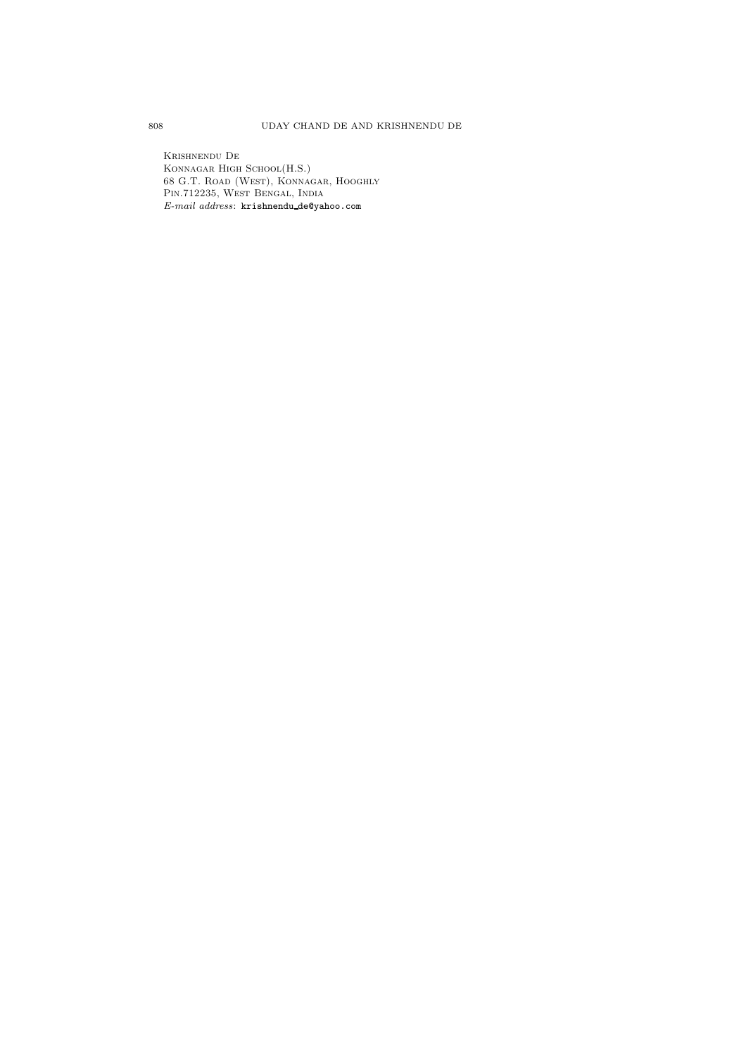Krishnendu De
Konnagar High School(H.S.)
68 G.T. Road (West), Konnagar, Hooghly
Pin.712235, West Bengal, India
*E-mail address*: krishnendu_de@yahoo.com